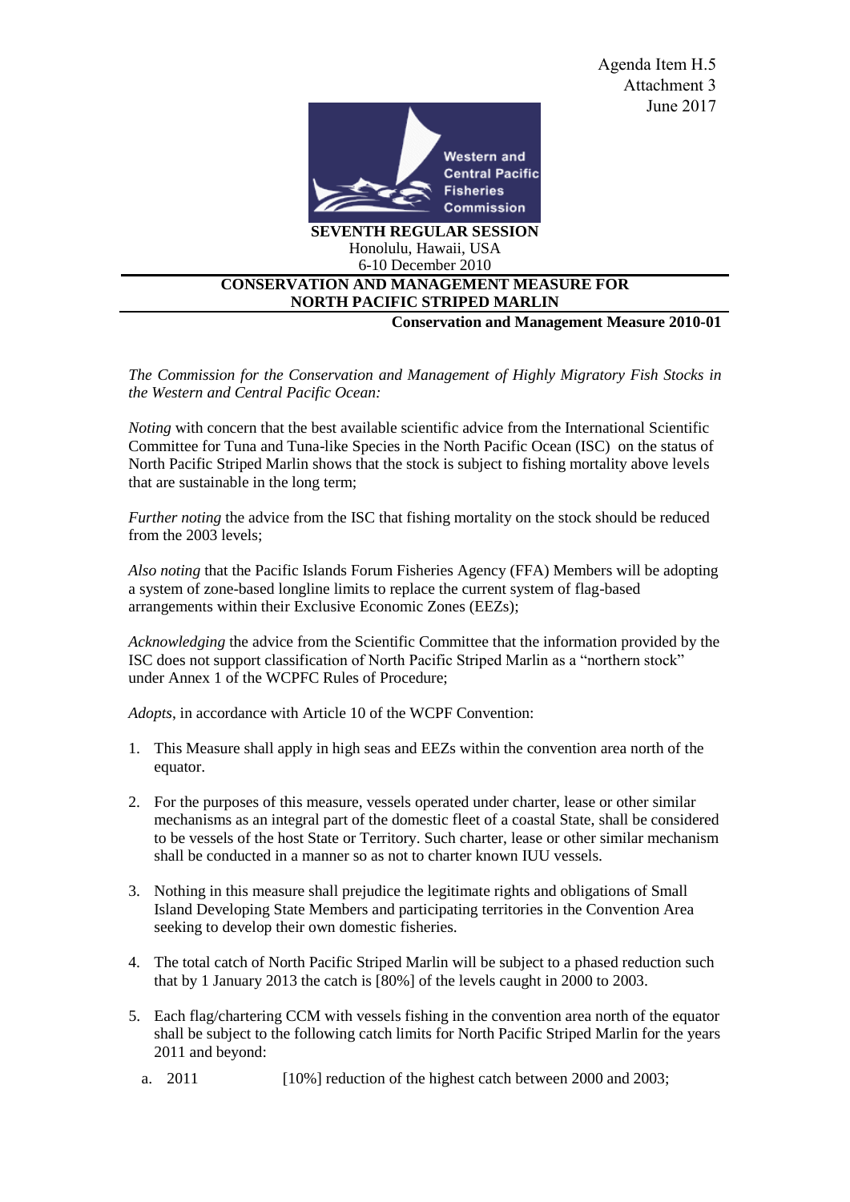Agenda Item H.5
Attachment 3
June 2017

**SEVENTH REGULAR SESSION**
Honolulu, Hawaii, USA
6-10 December 2010

## CONSERVATION AND MANAGEMENT MEASURE FOR NORTH PACIFIC STRIPED MARLIN

**Conservation and Management Measure 2010-01**

*The Commission for the Conservation and Management of Highly Migratory Fish Stocks in the Western and Central Pacific Ocean:*

*Noting* with concern that the best available scientific advice from the International Scientific Committee for Tuna and Tuna-like Species in the North Pacific Ocean (ISC) on the status of North Pacific Striped Marlin shows that the stock is subject to fishing mortality above levels that are sustainable in the long term;

*Further noting* the advice from the ISC that fishing mortality on the stock should be reduced from the 2003 levels;

*Also noting* that the Pacific Islands Forum Fisheries Agency (FFA) Members will be adopting a system of zone-based longline limits to replace the current system of flag-based arrangements within their Exclusive Economic Zones (EEZs);

*Acknowledging* the advice from the Scientific Committee that the information provided by the ISC does not support classification of North Pacific Striped Marlin as a "northern stock" under Annex 1 of the WCPFC Rules of Procedure;

*Adopts*, in accordance with Article 10 of the WCPF Convention:

1. This Measure shall apply in high seas and EEZs within the convention area north of the equator.
2. For the purposes of this measure, vessels operated under charter, lease or other similar mechanisms as an integral part of the domestic fleet of a coastal State, shall be considered to be vessels of the host State or Territory. Such charter, lease or other similar mechanism shall be conducted in a manner so as not to charter known IUU vessels.
3. Nothing in this measure shall prejudice the legitimate rights and obligations of Small Island Developing State Members and participating territories in the Convention Area seeking to develop their own domestic fisheries.
4. The total catch of North Pacific Striped Marlin will be subject to a phased reduction such that by 1 January 2013 the catch is [80%] of the levels caught in 2000 to 2003.
5. Each flag/chartering CCM with vessels fishing in the convention area north of the equator shall be subject to the following catch limits for North Pacific Striped Marlin for the years 2011 and beyond:
   a. 2011 [10%] reduction of the highest catch between 2000 and 2003;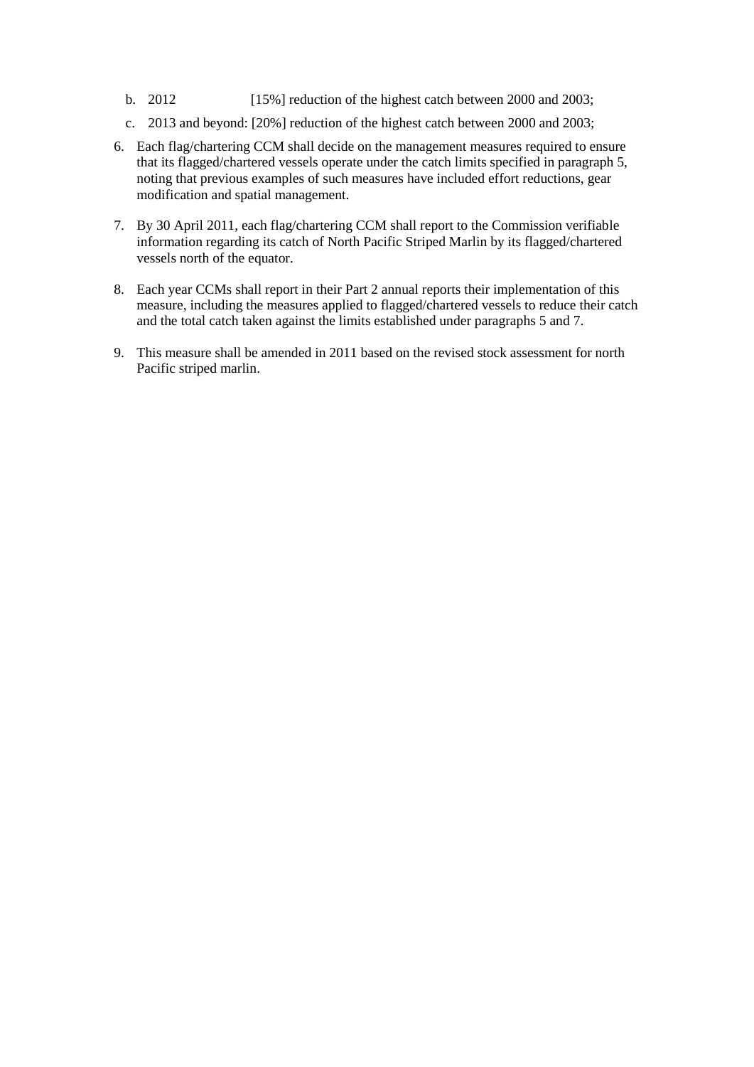b. 2012 [15%] reduction of the highest catch between 2000 and 2003;

c. 2013 and beyond: [20%] reduction of the highest catch between 2000 and 2003;

6. Each flag/chartering CCM shall decide on the management measures required to ensure that its flagged/chartered vessels operate under the catch limits specified in paragraph 5, noting that previous examples of such measures have included effort reductions, gear modification and spatial management.

7. By 30 April 2011, each flag/chartering CCM shall report to the Commission verifiable information regarding its catch of North Pacific Striped Marlin by its flagged/chartered vessels north of the equator.

8. Each year CCMs shall report in their Part 2 annual reports their implementation of this measure, including the measures applied to flagged/chartered vessels to reduce their catch and the total catch taken against the limits established under paragraphs 5 and 7.

9. This measure shall be amended in 2011 based on the revised stock assessment for north Pacific striped marlin.